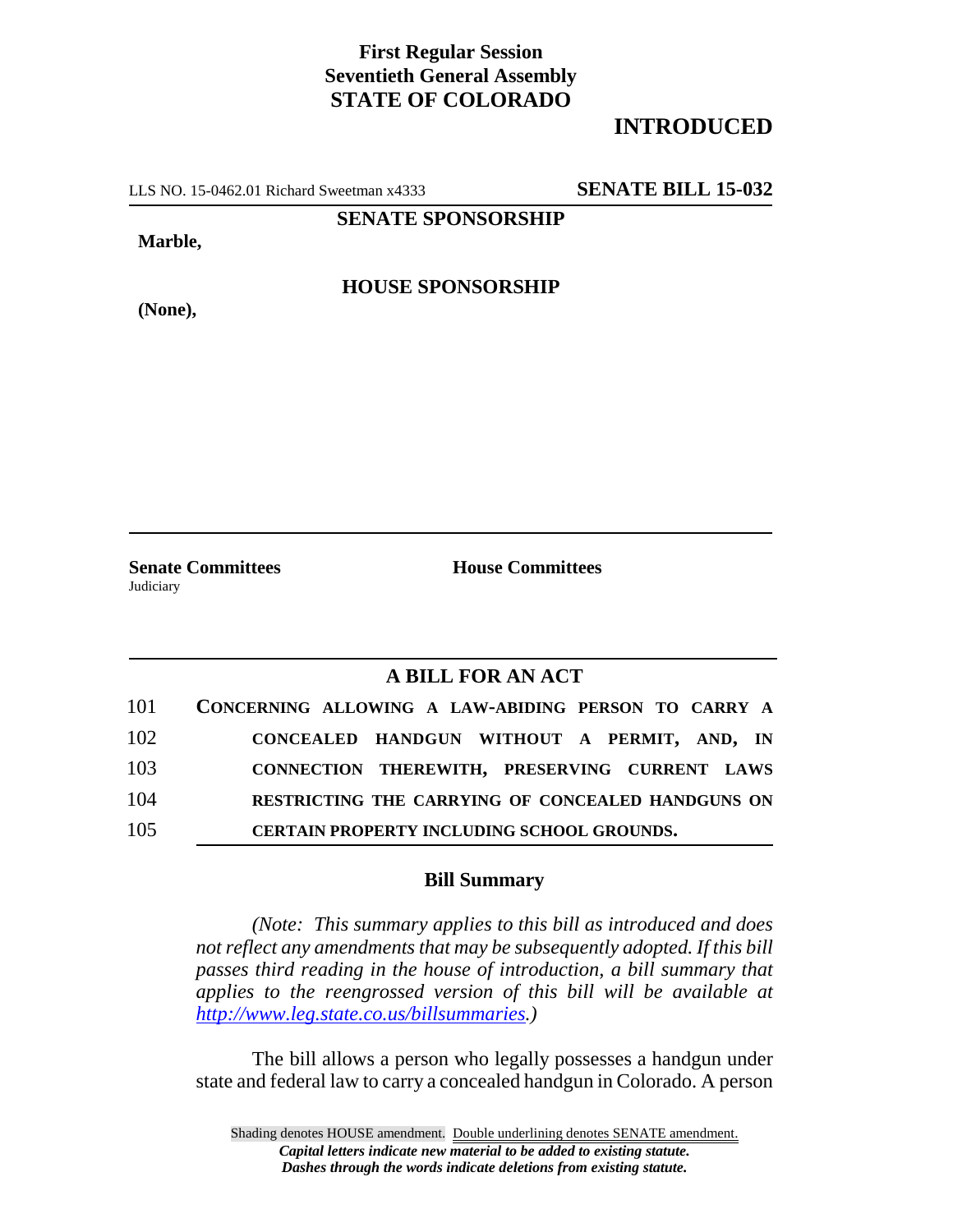**First Regular Session**
**Seventieth General Assembly**
**STATE OF COLORADO**

## INTRODUCTED

LLS NO. 15-0462.01 Richard Sweetman x4333 **SENATE BILL 15-032**

**SENATE SPONSORSHIP**

**Marble,**

**HOUSE SPONSORSHIP**

**(None),**

**Senate Committees**
Judiciary

**House Committees**

### A BILL FOR AN ACT

101 **CONCERNING ALLOWING A LAW-ABIDING PERSON TO CARRY A**
102 **CONCEALED HANDGUN WITHOUT A PERMIT, AND, IN**
103 **CONNECTION THEREWITH, PRESERVING CURRENT LAWS**
104 **RESTRICTING THE CARRYING OF CONCEALED HANDGUNS ON**
105 **CERTAIN PROPERTY INCLUDING SCHOOL GROUNDS.**

### Bill Summary

*(Note: This summary applies to this bill as introduced and does not reflect any amendments that may be subsequently adopted. If this bill passes third reading in the house of introduction, a bill summary that applies to the reengrossed version of this bill will be available at http://www.leg.state.co.us/billsummaries.)*

The bill allows a person who legally possesses a handgun under state and federal law to carry a concealed handgun in Colorado. A person

Shading denotes HOUSE amendment. Double underlining denotes SENATE amendment.
*Capital letters indicate new material to be added to existing statute.*
*Dashes through the words indicate deletions from existing statute.*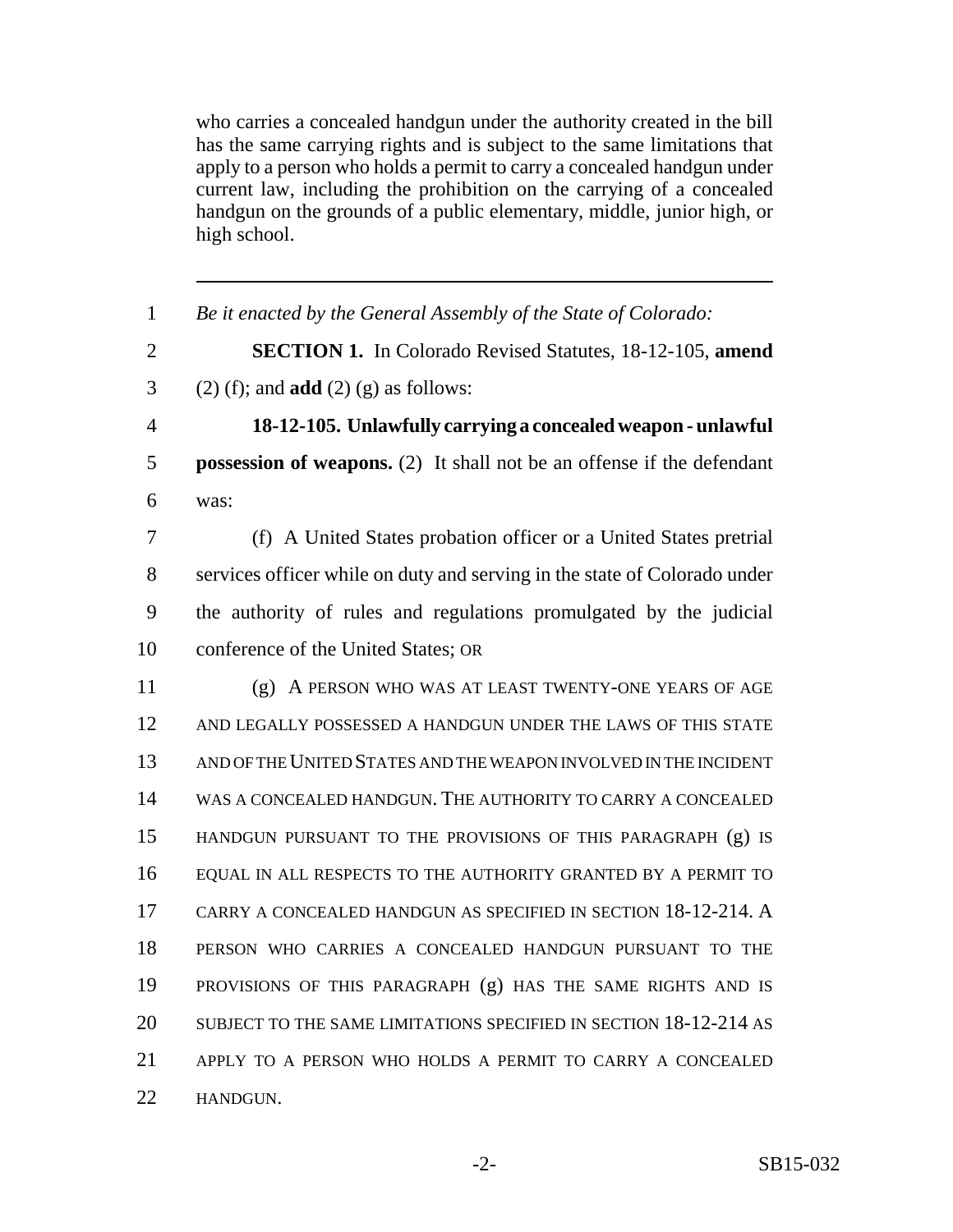who carries a concealed handgun under the authority created in the bill has the same carrying rights and is subject to the same limitations that apply to a person who holds a permit to carry a concealed handgun under current law, including the prohibition on the carrying of a concealed handgun on the grounds of a public elementary, middle, junior high, or high school.

---

1 *Be it enacted by the General Assembly of the State of Colorado:*

2 **SECTION 1.** In Colorado Revised Statutes, 18-12-105, **amend**
3 (2) (f); and **add** (2) (g) as follows:

4 **18-12-105. Unlawfully carrying a concealed weapon - unlawful**
5 **possession of weapons.** (2) It shall not be an offense if the defendant
6 was:

7 (f) A United States probation officer or a United States pretrial
8 services officer while on duty and serving in the state of Colorado under
9 the authority of rules and regulations promulgated by the judicial
10 conference of the United States; OR

11 (g) A PERSON WHO WAS AT LEAST TWENTY-ONE YEARS OF AGE
12 AND LEGALLY POSSESSED A HANDGUN UNDER THE LAWS OF THIS STATE
13 AND OF THE UNITED STATES AND THE WEAPON INVOLVED IN THE INCIDENT
14 WAS A CONCEALED HANDGUN. THE AUTHORITY TO CARRY A CONCEALED
15 HANDGUN PURSUANT TO THE PROVISIONS OF THIS PARAGRAPH (g) IS
16 EQUAL IN ALL RESPECTS TO THE AUTHORITY GRANTED BY A PERMIT TO
17 CARRY A CONCEALED HANDGUN AS SPECIFIED IN SECTION 18-12-214. A
18 PERSON WHO CARRIES A CONCEALED HANDGUN PURSUANT TO THE
19 PROVISIONS OF THIS PARAGRAPH (g) HAS THE SAME RIGHTS AND IS
20 SUBJECT TO THE SAME LIMITATIONS SPECIFIED IN SECTION 18-12-214 AS
21 APPLY TO A PERSON WHO HOLDS A PERMIT TO CARRY A CONCEALED
22 HANDGUN.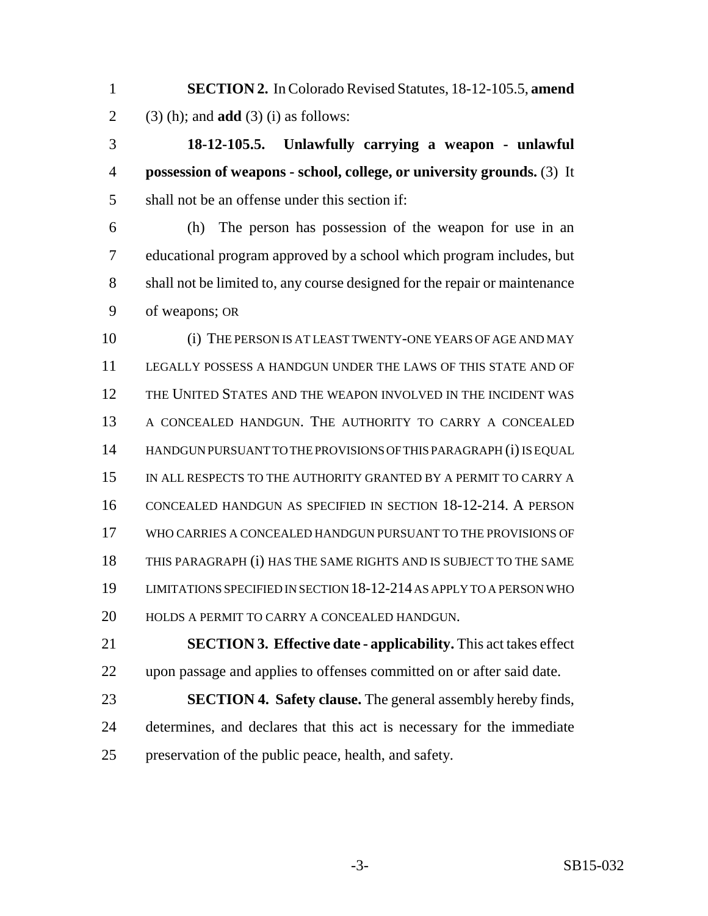**SECTION 2.** In Colorado Revised Statutes, 18-12-105.5, **amend** (3) (h); and **add** (3) (i) as follows:

**18-12-105.5. Unlawfully carrying a weapon - unlawful possession of weapons - school, college, or university grounds.** (3) It shall not be an offense under this section if:

(h) The person has possession of the weapon for use in an educational program approved by a school which program includes, but shall not be limited to, any course designed for the repair or maintenance of weapons; OR

(i) THE PERSON IS AT LEAST TWENTY-ONE YEARS OF AGE AND MAY LEGALLY POSSESS A HANDGUN UNDER THE LAWS OF THIS STATE AND OF THE UNITED STATES AND THE WEAPON INVOLVED IN THE INCIDENT WAS A CONCEALED HANDGUN. THE AUTHORITY TO CARRY A CONCEALED HANDGUN PURSUANT TO THE PROVISIONS OF THIS PARAGRAPH (i) IS EQUAL IN ALL RESPECTS TO THE AUTHORITY GRANTED BY A PERMIT TO CARRY A CONCEALED HANDGUN AS SPECIFIED IN SECTION 18-12-214. A PERSON WHO CARRIES A CONCEALED HANDGUN PURSUANT TO THE PROVISIONS OF THIS PARAGRAPH (i) HAS THE SAME RIGHTS AND IS SUBJECT TO THE SAME LIMITATIONS SPECIFIED IN SECTION 18-12-214 AS APPLY TO A PERSON WHO HOLDS A PERMIT TO CARRY A CONCEALED HANDGUN.

**SECTION 3. Effective date - applicability.** This act takes effect upon passage and applies to offenses committed on or after said date.

**SECTION 4. Safety clause.** The general assembly hereby finds, determines, and declares that this act is necessary for the immediate preservation of the public peace, health, and safety.